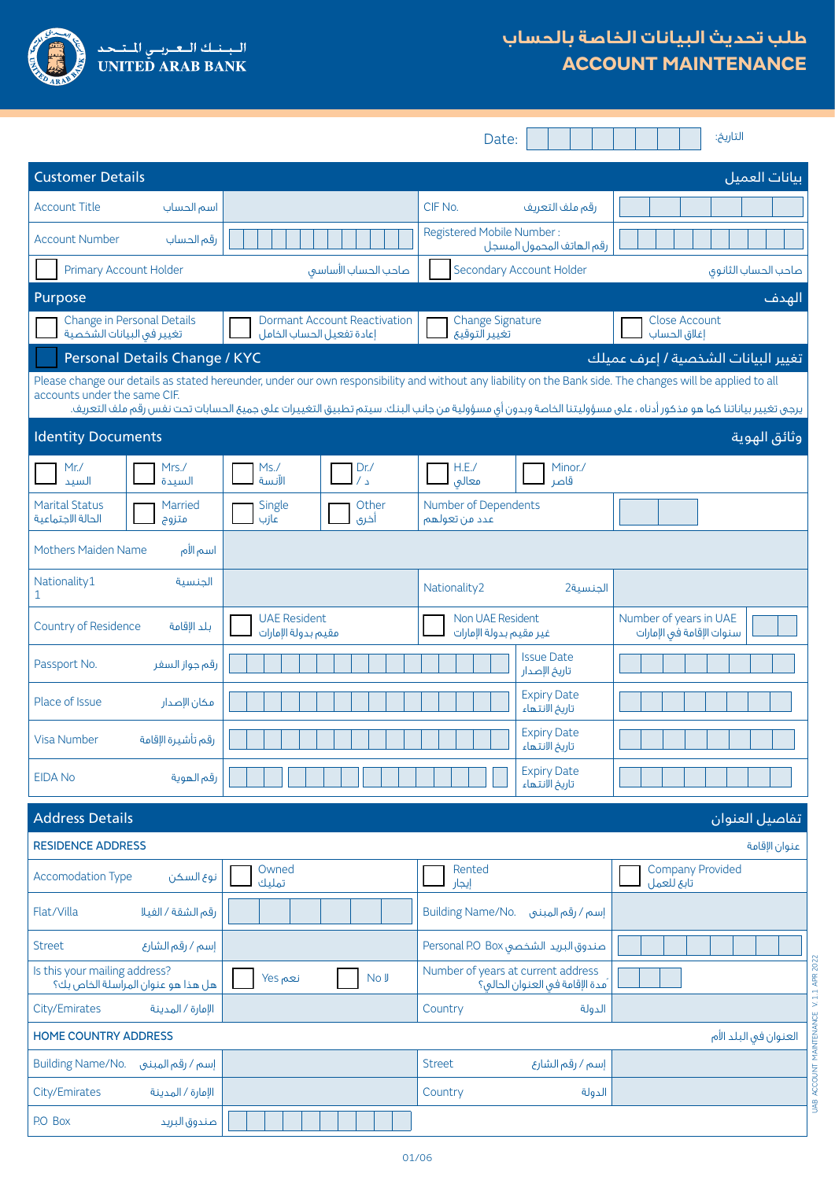# طلب تحديث البيانات الخاصة بالحساب
# ACCOUNT MAINTENANCE

الـبـنـك الـعـربـي الـمـتـحـد
UNITED ARAB BANK

Date: | | | | | | | | التاريخ:

## Customer Details — بيانات العميل

| | | | |
|---|---|---|---|
| Account Title اسم الحساب | | CIF No. رقم ملف التعريف | |
| Account Number رقم الحساب | | Registered Mobile Number : رقم الهاتف المحمول المسجل | |
| ☐ Primary Account Holder صاحب الحساب الأساسي | | ☐ Secondary Account Holder صاحب الحساب الثانوي | |

## Purpose — الهدف

| | | | |
|---|---|---|---|
| ☐ Change in Personal Details تغيير في البيانات الشخصية | ☐ Dormant Account Reactivation إعادة تفعيل الحساب الخامل | ☐ Change Signature تغيير التوقيع | ☐ Close Account إغلاق الحساب |

## ☐ Personal Details Change / KYC — تغيير البيانات الشخصية / إعرف عميلك

Please change our details as stated hereunder, under our own responsibility and without any liability on the Bank side. The changes will be applied to all accounts under the same CIF.

يرجى تغيير بياناتنا كما هو مذكور أدناه ، على مسؤوليتنا الخاصة وبدون أي مسؤولية من جانب البنك. سيتم تطبيق التغييرات على جميع الحسابات تحت نفس رقم ملف التعريف.

## Identity Documents — وثائق الهوية

| | | | | | |
|---|---|---|---|---|---|
| ☐ Mr./ السيد | ☐ Mrs./ السيدة | ☐ Ms./ الآنسة | ☐ Dr./ د / | ☐ H.E./ معالي | ☐ Minor./ قاصر |
| Marital Status الحالة الاجتماعية | ☐ Married متزوج | ☐ Single عازب | ☐ Other أخرى | Number of Dependents عدد من تعولهم | |
| Mothers Maiden Name اسم الأم | | | | | |
| Nationality1 الجنسية 1 | | | | Nationality2 الجنسية2 | |
| Country of Residence بلد الإقامة | ☐ UAE Resident مقيم بدولة الإمارات | | ☐ Non UAE Resident غير مقيم بدولة الإمارات | | Number of years in UAE سنوات الإقامة في الإمارات |
| Passport No. رقم جواز السفر | | | | Issue Date تاريخ الإصدار | |
| Place of Issue مكان الإصدار | | | | Expiry Date تاريخ الانتهاء | |
| Visa Number رقم تأشيرة الإقامة | | | | Expiry Date تاريخ الانتهاء | |
| EIDA No رقم الهوية | | | | Expiry Date تاريخ الانتهاء | |

## Address Details — تفاصيل العنوان

### RESIDENCE ADDRESS — عنوان الإقامة

| | | | |
|---|---|---|---|
| Accomodation Type نوع السكن | ☐ Owned تمليك | ☐ Rented إيجار | ☐ Company Provided تابع للعمل |
| Flat/Villa رقم الشقة / الفيلا | | Building Name/No. إسم / رقم المبنى | |
| Street إسم / رقم الشارع | | Personal P.O Box صندوق البريد الشخصي | |
| Is this your mailing address? هل هذا هو عنوان المراسلة الخاص بك؟ | ☐ Yes نعم ☐ No لا | Number of years at current address مدة الإقامة في العنوان الحالي؟ | |
| City/Emirates المدينة / الإمارة | | Country الدولة | |

### HOME COUNTRY ADDRESS — العنوان في البلد الأم

| | | | |
|---|---|---|---|
| Building Name/No. إسم / رقم المبنى | | Street إسم / رقم الشارع | |
| City/Emirates المدينة / الإمارة | | Country الدولة | |
| P.O Box صندوق البريد | | | |

UAB ACCOUNT MAINTENANCE V 1.1 APR 2022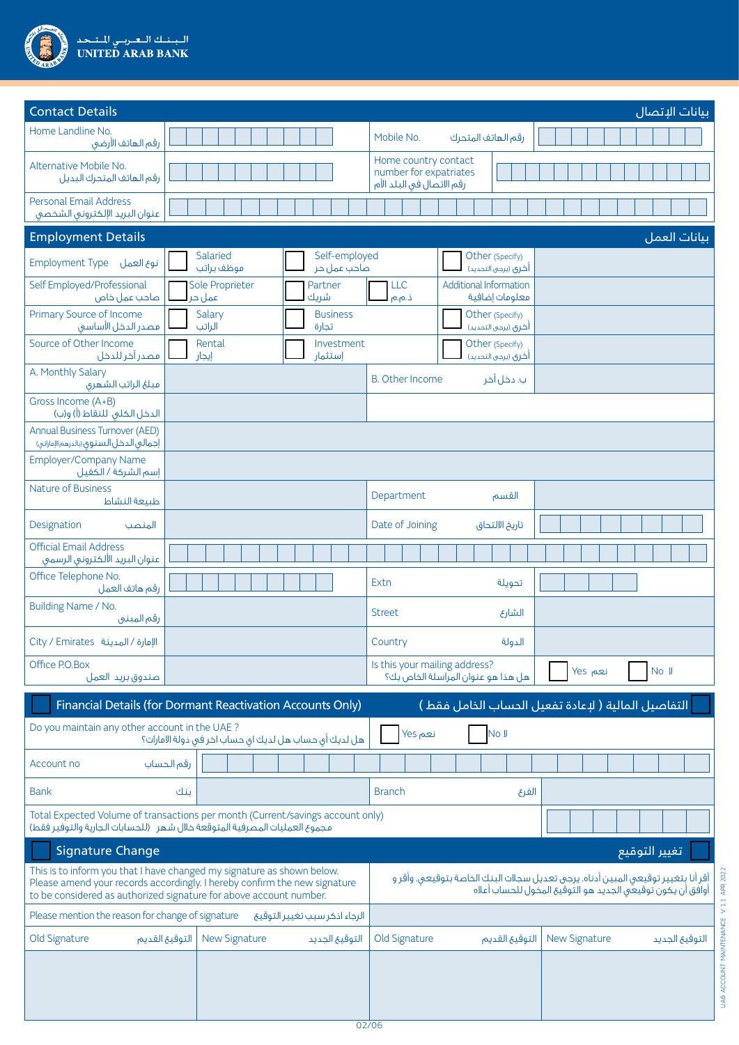البـنـك الـعـربـي الـمـتـحـد
UNITED ARAB BANK

## Contact Details — بيانات الإتصال

| | | | |
|---|---|---|---|
| Home Landline No. رقم الهاتف الأرضي | | Mobile No. رقم الهاتف المتحرك | |
| Alternative Mobile No. رقم الهاتف المتحرك البديل | | Home country contact number for expatriates رقم الاتصال في البلد الأم | |
| Personal Email Address عنوان البريد الإلكتروني الشخصي | | | |

## Employment Details — بيانات العمل

| | | | | |
|---|---|---|---|---|
| Employment Type نوع العمل | ☐ Salaried موظف براتب | ☐ Self-employed صاحب عمل حر | ☐ Other (Specify) أخرى (يرجى التحديد) | |
| Self Employed/Professional صاحب عمل خاص | ☐ Sole Proprieter عمل حر | ☐ Partner شريك ☐ LLC ذ.م.م | Additional Information معلومات إضافية | |
| Primary Source of Income مصدر الدخل الأساسي | ☐ Salary الراتب | ☐ Business تجارة | ☐ Other (Specify) أخرى (يرجى التحديد) | |
| Source of Other Income مصدر آخر للدخل | ☐ Rental إيجار | ☐ Investment إستثمار | ☐ Other (Specify) أخرى (يرجى التحديد) | |

| | | | |
|---|---|---|---|
| A. Monthly Salary مبلغ الراتب الشهري | | B. Other Income ب. دخل آخر | |
| Gross Income (A+B) الدخل الكلي للنقاط (أ) و(ب) | | | |
| Annual Business Turnover (AED) إجمالي الدخل السنوي (بالدرهم الإماراتي) | | | |
| Employer/Company Name إسم الشركة / الكفيل | | | |
| Nature of Business طبيعة النشاط | | Department القسم | |
| Designation المنصب | | Date of Joining تاريخ الالتحاق | |
| Official Email Address عنوان البريد الألكتروني الرسمي | | | |
| Office Telephone No. رقم هاتف العمل | | Extn تحويلة | |
| Building Name / No. رقم المبنى | | Street الشارع | |
| City / Emirates الإمارة / المدينة | | Country الدولة | |
| Office P.O.Box صندوق بريد العمل | | Is this your mailing address? هل هذا هو عنوان المراسلة الخاص بك؟ | ☐ Yes نعم ☐ No لا |

## ☐ Financial Details (for Dormant Reactivation Accounts Only) — التفاصيل المالية ( لإعادة تفعيل الحساب الخامل فقط ) ☐

| | | | |
|---|---|---|---|
| Do you maintain any other account in the UAE ? هل لديك أي حساب هل لديك اي حساب اخر في دولة الامارات؟ | ☐ Yes نعم ☐ No لا | | |
| Account no رقم الحساب | | | |
| Bank بنك | | Branch الفرع | |
| Total Expected Volume of transactions per month (Current/savings account only) مجموع العمليات المصرفية المتوقعة خلال شهر (للحسابات الجارية والتوفير فقط) | | | |

## ☐ Signature Change — تغيير التوقيع ☐

This is to inform you that I have changed my signature as shown below. Please amend your records accordingly. I hereby confirm the new signature to be considered as authorized signature for above account number.

أقر أنا بتغيير توقيعي المبين أدناه. يرجى تعديل سجلات البنك الخاصة بتوقيعي. وأقر و أوافق أن يكون توقيعي الجديد هو التوقيع المخول للحساب أعلاه

| | |
|---|---|
| Please mention the reason for change of signature الرجاء اذكر سبب تغيير التوقيع | |

| Old Signature التوقيع القديم | New Signature التوقيع الجديد | Old Signature التوقيع القديم | New Signature التوقيع الجديد |
|---|---|---|---|
| | | | |

UAB ACCOUNT MAINTENANCE V.1.1 APR 2022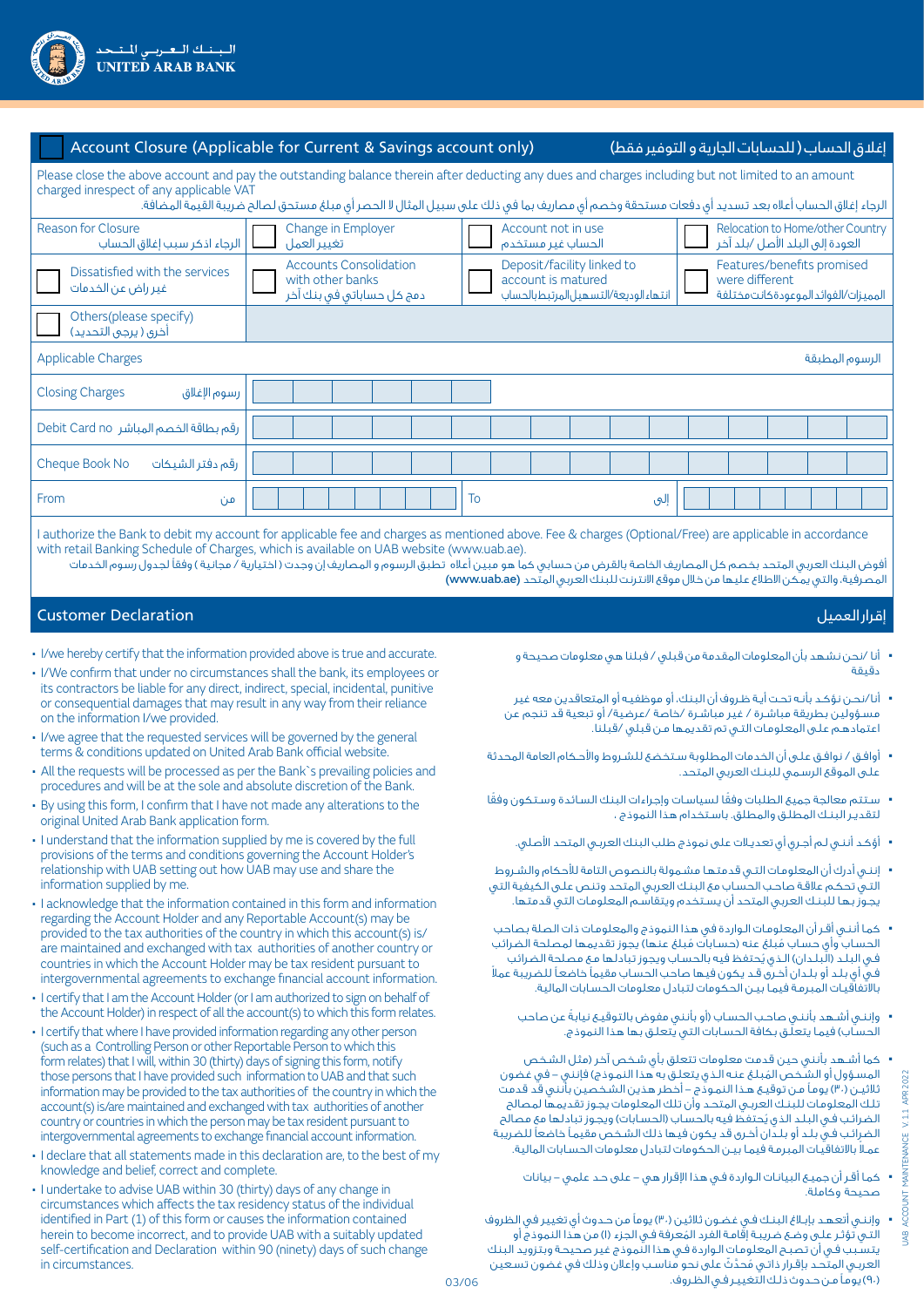البـنـك الـعـربـي المـتـحـد
UNITED ARAB BANK

## Account Closure (Applicable for Current & Savings account only) إغلاق الحساب (للحسابات الجارية و التوفير فقط)

Please close the above account and pay the outstanding balance therein after deducting any dues and charges including but not limited to an amount charged inrespect of any applicable VAT

الرجاء إغلاق الحساب أعلاه بعد تسديد أي دفعات مستحقة وخصم أي مصاريف بما في ذلك على سبيل المثال لا الحصر أي مبلغ مستحق لصالح ضريبة القيمة المضافة.

| Reason for Closure الرجاء اذكر سبب إغلاق الحساب | ☐ Change in Employer تغيير العمل | ☐ Account not in use الحساب غير مستخدم | ☐ Relocation to Home/other Country العودة إلى البلد الأصل / بلد آخر |
|---|---|---|---|
| ☐ Dissatisfied with the services غير راض عن الخدمات | ☐ Accounts Consolidation with other banks دمج كل حساباتي في بنك آخر | ☐ Deposit/facility linked to account is matured انتهاء الوديعة/التسهيل المرتبط بالحساب | ☐ Features/benefits promised were different المميزات/الفوائد الموعودة كانت مختلفة |
| ☐ Others(please specify) أخرى ( يرجى التحديد) | | | |

| Applicable Charges | الرسوم المطبقة |
|---|---|
| Closing Charges رسوم الإغلاق | |
| Debit Card no رقم بطاقة الخصم المباشر | |
| Cheque Book No رقم دفتر الشيكات | |
| From من | To إلى |

I authorize the Bank to debit my account for applicable fee and charges as mentioned above. Fee & charges (Optional/Free) are applicable in accordance with retail Banking Schedule of Charges, which is available on UAB website (www.uab.ae).

أفوض البنك العربي المتحد بخصم كل المصاريف الخاصة بالقرض من حسابي كما هو مبين أعلاه تطبق الرسوم و المصاريف إن وجدت ( اختيارية / مجانية ) وفقاً لجدول رسوم الخدمات المصرفية، والتي يمكن الاطلاع عليها من خلال موقع الانترنت للبنك العربي المتحد **(www.uab.ae)**

## Customer Declaration إقرار العميل

- I/we hereby certify that the information provided above is true and accurate.
- I/We confirm that under no circumstances shall the bank, its employees or its contractors be liable for any direct, indirect, special, incidental, punitive or consequential damages that may result in any way from their reliance on the information I/we provided.
- I/we agree that the requested services will be governed by the general terms & conditions updated on United Arab Bank official website.
- All the requests will be processed as per the Bank`s prevailing policies and procedures and will be at the sole and absolute discretion of the Bank.
- By using this form, I confirm that I have not made any alterations to the original United Arab Bank application form.
- I understand that the information supplied by me is covered by the full provisions of the terms and conditions governing the Account Holder's relationship with UAB setting out how UAB may use and share the information supplied by me.
- I acknowledge that the information contained in this form and information regarding the Account Holder and any Reportable Account(s) may be provided to the tax authorities of the country in which this account(s) is/are maintained and exchanged with tax authorities of another country or countries in which the Account Holder may be tax resident pursuant to intergovernmental agreements to exchange financial account information.
- I certify that I am the Account Holder (or I am authorized to sign on behalf of the Account Holder) in respect of all the account(s) to which this form relates.
- I certify that where I have provided information regarding any other person (such as a Controlling Person or other Reportable Person to which this form relates) that I will, within 30 (thirty) days of signing this form, notify those persons that I have provided such information to UAB and that such information may be provided to the tax authorities of the country in which the account(s) is/are maintained and exchanged with tax authorities of another country or countries in which the person may be tax resident pursuant to intergovernmental agreements to exchange financial account information.
- I declare that all statements made in this declaration are, to the best of my knowledge and belief, correct and complete.
- I undertake to advise UAB within 30 (thirty) days of any change in circumstances which affects the tax residency status of the individual identified in Part (1) of this form or causes the information contained herein to become incorrect, and to provide UAB with a suitably updated self-certification and Declaration within 90 (ninety) days of such change in circumstances.

- أنا /نحن نشهد بأن المعلومات المقدمة من قبلي / قبلنا هي معلومات صحيحة و دقيقة
- أنا/نحن نؤكد بأنه تحت أية ظروف أن البنك، أو موظفيه أو المتعاقدين معه غير مسؤولين بطريقة مباشرة / غير مباشرة /خاصة /عرضية/ أو تبعية قد تنجم عن اعتمادهم على المعلومات التي تم تقديمها من قبلي /قبلنا.
- أوافق / نوافق على أن الخدمات المطلوبة ستخضع للشروط والأحكام العامة المحدثة على الموقع الرسمي للبنك العربي المتحد.
- ستتم معالجة جميع الطلبات وفقًا لسياسات وإجراءات البنك السائدة وستكون وفقًا لتقدير البنك المطلق والمطلق. باستخدام هذا النموذج ،
- أؤكد أنني لم أجري أي تعديلات على نموذج طلب البنك العربي المتحد الأصلي.
- إنني أدرك أن المعلومات التي قدمتها مشمولة بالنصوص التامة للأحكام والشروط التي تحكم علاقة صاحب الحساب مع البنك العربي المتحد وتنص على الكيفية التي يجوز بها للبنك العربي المتحد أن يستخدم ويتقاسم المعلومات التي قدمتها.
- كما أنني أقر أن المعلومات الواردة في هذا النموذج والمعلومات ذات الصلة بصاحب الحساب وأي حساب مُبلغ عنه (حسابات مُبلغ عنها) يجوز تقديمها لمصلحة الضرائب في البلد (البلدان) الذي يُحتفظ فيه بالحساب ويجوز تبادلها مع مصلحة الضرائب في أي بلد أو بلدان أخرى قد يكون فيها صاحب الحساب مقيماً خاضعاً للضريبة عملاً بالاتفاقيات المبرمة فيما بين الحكومات لتبادل معلومات الحسابات المالية.
- وإنني أشهد بأنني صاحب الحساب (أو بأنني مفوض بالتوقيع نيابةً عن صاحب الحساب) فيما يتعلق بكافة الحسابات التي يتعلق بها هذا النموذج.
- كما أشهد بأنني حين قدمت معلومات تتعلق بأي شخص آخر (مثل الشخص المسؤول أو الشخص المُبلغ عنه الذي يتعلق به هذا النموذج) فإنني – في غضون ثلاثين (٣٠) يوماً من توقيع هذا النموذج – أخطر هذين الشخصين بأنني قد قدمت تلك المعلومات للبنك العربي المتحد وأن تلك المعلومات يجوز تقديمها لمصالح الضرائب في البلد الذي يُحتفظ فيه بالحساب (الحسابات) ويجوز تبادلها مع مصالح الضرائب في بلد أو بلدان أخرى قد يكون فيها ذلك الشخص مقيماً خاضعاً للضريبة عملاً بالاتفاقيات المبرمة فيما بين الحكومات لتبادل معلومات الحسابات المالية.
- كما أقر أن جميع البيانات الواردة في هذا الإقرار هي – على حد علمي – بيانات صحيحة وكاملة.
- وإنني أتعهد بإبلاغ البنك في غضون ثلاثين (٣٠) يوماً من حدوث أي تغيير في الظروف التي تؤثر على وضع ضريبة إقامة الفرد المُعرفة في الجزء (١) من هذا النموذج أو يتسبب في أن تصبح المعلومات الواردة في هذا النموذج غير صحيحة وبتزويد البنك العربي المتحد بإقرار ذاتي مُحدَّث على نحو مناسب وإعلان وذلك في غضون تسعين (٩٠) يوماً من حدوث ذلك التغيير في الظروف.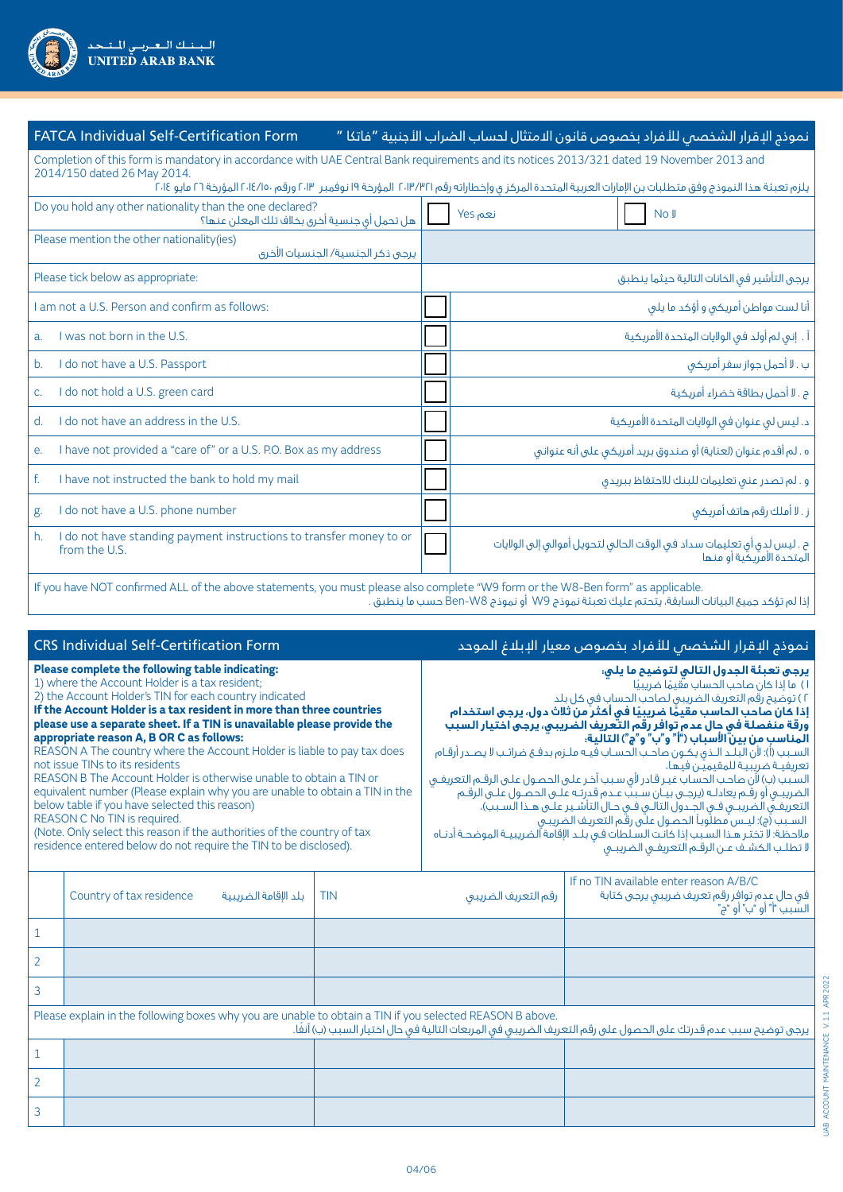# FATCA Individual Self-Certification Form

نموذج الإقرار الشخصي للأفراد بخصوص قانون الامتثال لحساب الضراب الأجنبية "فاتكا"

Completion of this form is mandatory in accordance with UAE Central Bank requirements and its notices 2013/321 dated 19 November 2013 and 2014/150 dated 26 May 2014.

يلزم تعبئة هذا النموذج وفق متطلبات بن الإمارات العربية المتحدة المركز ي وإخطاراته رقم ٢٠١٣/٣٢١ المؤرخة ١٩ نوفمبر ٢٠١٣ ورقم ٢٠١٤/١٥٠ المؤرخة ٢٦ مايو ٢٠١٤

| | | |
|---|---|---|
| Do you hold any other nationality than the one declared? هل تحمل أي جنسية أخرى بخلاف تلك المعلن عنها؟ | ☐ Yes نعم | ☐ No لا |
| Please mention the other nationality(ies) يرجى ذكر الجنسية/ الجنسيات الأخرى | | |

| Please tick below as appropriate: | | يرجى التأشير في الخانات التالية حيثما ينطبق |
|---|---|---|
| I am not a U.S. Person and confirm as follows: | ☐ | أنا لست مواطن أمريكي و أؤكد ما يلي |
| a. I was not born in the U.S. | ☐ | أ . إنني لم أولد في الولايات المتحدة الأمريكية |
| b. I do not have a U.S. Passport | ☐ | ب . لا أحمل جواز سفر أمريكي |
| c. I do not hold a U.S. green card | ☐ | ج . لا أحمل بطاقة خضراء أمريكية |
| d. I do not have an address in the U.S. | ☐ | د . ليس لي عنوان في الولايات المتحدة الأمريكية |
| e. I have not provided a "care of" or a U.S. P.O. Box as my address | ☐ | ه . لم أقدم عنوان (لعناية) أو صندوق بريد أمريكي على أنه عنواني |
| f. I have not instructed the bank to hold my mail | ☐ | و . لم تصدر عني تعليمات للبنك للاحتفاظ ببريدي |
| g. I do not have a U.S. phone number | ☐ | ز . لا أملك رقم هاتف أمريكي |
| h. I do not have standing payment instructions to transfer money to or from the U.S. | ☐ | ح . ليس لدي أي تعليمات سداد في الوقت الحالي لتحويل أموالي إلى الولايات المتحدة الأمريكية أو منها |

If you have NOT confirmed ALL of the above statements, you must please also complete "W9 form or the W8-Ben form" as applicable.

إذا لم تؤكد جميع البيانات السابقة، يتحتم عليك تعبئة نموذج W9 أو نموذج Ben-W8 حسب ما ينطبق .

# CRS Individual Self-Certification Form

نموذج الإقرار الشخصي للأفراد بخصوص معيار الإبلاغ الموحد

**Please complete the following table indicating:**
1) where the Account Holder is a tax resident;
2) the Account Holder's TIN for each country indicated
**If the Account Holder is a tax resident in more than three countries please use a separate sheet. If a TIN is unavailable please provide the appropriate reason A, B OR C as follows:**
REASON A The country where the Account Holder is liable to pay tax does not issue TINs to its residents
REASON B The Account Holder is otherwise unable to obtain a TIN or equivalent number (Please explain why you are unable to obtain a TIN in the below table if you have selected this reason)
REASON C No TIN is required.
(Note. Only select this reason if the authorities of the country of tax residence entered below do not require the TIN to be disclosed).

**يرجى تعبئة الجدول التالي لتوضيح ما يلي:**
١) ما إذا كان صاحب الحساب مقيمًا ضريبيًا
٢) توضيح رقم التعريف الضريبي لصاحب الحساب في كل بلد
**إذا كان صاحب الحاسب مقيمًا ضريبيًا في أكثر من ثلاث دول، يرجى استخدام ورقة منفصلة في حال عدم توافر رقم التعريف الضريبي، يرجى اختيار السبب المناسب من بين الأسباب ("أ" و"ب" و"ج") التالية:**
السبب (أ): لأن البلد الذي يكون صاحب الحساب فيه ملزم بدفع ضرائب لا يصدر أرقام تعريفية ضريبية للمقيمين فيها.
السبب (ب) لأن صاحب الحساب غير قادر لأي سبب آخر على الحصول على الرقم التعريفي الضريبي أو رقم يعادله (يرجى بيان سبب عدم قدرته على الحصول على الرقم التعريفي الضريبي في الجدول التالي في حال التأشير على هذا السبب).
السبب (ج): ليس مطلوباً الحصول على رقم التعريف الضريبي
ملاحظة: لا تختر هذا السبب إذا كانت السلطات في بلد الإقامة الضريبية الموضحة أدناه لا تطلب الكشف عن الرقم التعريفي الضريبي

| | Country of tax residence بلد الإقامة الضريبية | TIN رقم التعريف الضريبي | If no TIN available enter reason A/B/C في حال عدم توافر رقم تعريف ضريبي يرجى كتابة السبب "أ" أو "ب" أو "ج" |
|---|---|---|---|
| 1 | | | |
| 2 | | | |
| 3 | | | |

Please explain in the following boxes why you are unable to obtain a TIN if you selected REASON B above.

يرجى توضيح سبب عدم قدرتك على الحصول على رقم التعريف الضريبي في المربعات التالية في حال اختيار السبب (ب) آنفاً.

| | | | |
|---|---|---|---|
| 1 | | | |
| 2 | | | |
| 3 | | | |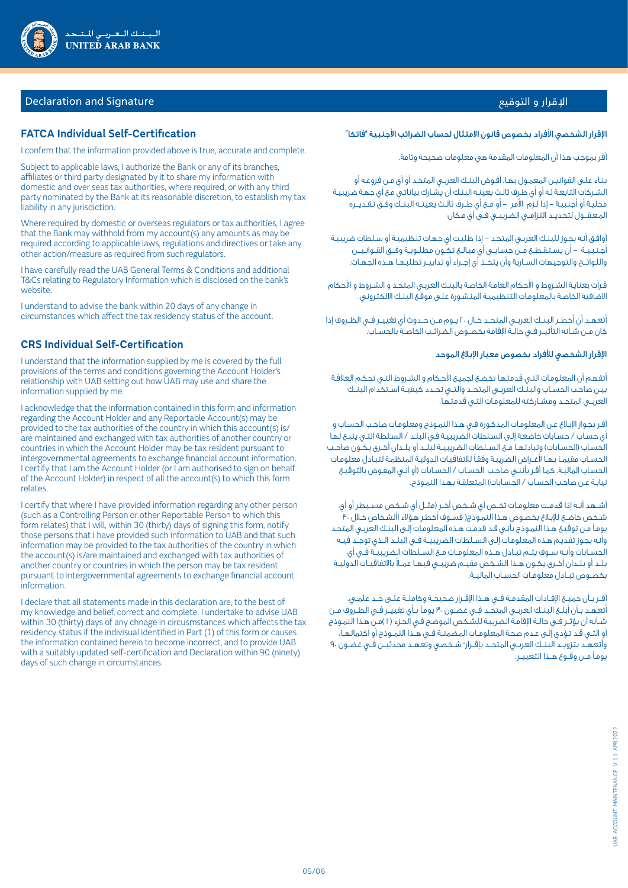## Declaration and Signature

## الإقرار و التوقيع

### FATCA Individual Self-Certification

I confirm that the information provided above is true, accurate and complete.

Subject to applicable laws, I authorize the Bank or any of its branches, affiliates or third party designated by it to share my information with domestic and over seas tax authorities, where required, or with any third party nominated by the Bank at its reasonable discretion, to establish my tax liability in any jurisdiction.

Where required by domestic or overseas regulators or tax authorities, I agree that the Bank may withhold from my account(s) any amounts as may be required according to applicable laws, regulations and directives or take any other action/measure as required from such regulators.

I have carefully read the UAB General Terms & Conditions and additional T&Cs relating to Regulatory Information which is disclosed on the bank's website.

I understand to advise the bank within 20 days of any change in circumstances which affect the tax residency status of the account.

### CRS Individual Self-Certification

I understand that the information supplied by me is covered by the full provisions of the terms and conditions governing the Account Holder's relationship with UAB setting out how UAB may use and share the information supplied by me.

I acknowledge that the information contained in this form and information regarding the Account Holder and any Reportable Account(s) may be provided to the tax authorities of the country in which this account(s) is/are maintained and exchanged with tax authorities of another country or countries in which the Account Holder may be tax resident pursuant to intergovernmental agreements to exchange financial account information. I certify that I am the Account Holder (or I am authorised to sign on behalf of the Account Holder) in respect of all the account(s) to which this form relates.

I certify that where I have provided information regarding any other person (such as a Controlling Person or other Reportable Person to which this form relates) that I will, within 30 (thirty) days of signing this form, notify those persons that I have provided such information to UAB and that such information may be provided to the tax authorities of the country in which the account(s) is/are maintained and exchanged with tax authorities of another country or countries in which the person may be tax resident pursuant to intergovernmental agreements to exchange financial account information.

I declare that all statements made in this declaration are, to the best of my knowledge and belief, correct and complete. I undertake to advise UAB within 30 (thirty) days of any chnage in circumstances which affects the tax residency status if the indivisual identified in Part (1) of this form or causes the information contained herein to become incorrect, and to provide UAB with a suitably updated self-certification and Declaration within 90 (ninety) days of such change in circumstances.

### الإقرار الشخصي الأفراد بخصوص قانون الامتثال لحساب الضرائب الأجنبية "فاتكا"

أقر بموجب هذا أن المعلومات المقدمة هي معلومات صحيحة وتامة.

بناء على القوانين المعمول بها، أفوض البنك العربي المتحد أو أي من فروعه أو الشركات التابعة له أو أي طرف ثالث يعينه البنك أن يشارك بياناتي مع أي جهة ضريبية محلية أو أجنبية – إذا لزم الأمر – أو مع أي طرف ثالث يعينه البنك وفق تقديره المعقول لتحديد التزامي الضريبي في أي مكان

أوافق أنه يجوز للبنك العربي المتحد – إذا طلبت أي جهات تنظيمية أو سلطات ضريبية أجنبية – أن يستقطع من حسابي أي مبالغ تكون مطلوبة وفق القوانين واللوائح والتوجيهات السارية وأن يتخذ أي إجراء أو تدابير تطلبها هذه الجهات.

قرأت بعناية الشروط و الأحكام العامة الخاصة بالبنك العربي المتحد و الشروط و الأحكام الاضافية الخاصة بالمعلومات التنظيمية المنشورة على موقع البنك الالكتروني.

أتعهد أن أخطر البنك العربي المتحد خلال ٢٠ يوم من حدوث أي تغيير في الظروف إذا كان من شأنه التأثير في حالة الإقامة بخصوص الضرائب الخاصة بالحساب.

### الإقرار الشخصي للأفراد بخصوص معيار الإبلاغ الموحد

أتفهم أن المعلومات التي قدمتها تخضع لجميع الأحكام و الشروط التي تحكم العلاقة بين صاحب الحساب والبنك العربي المتحد والتي تحدد كيفية استخدام البنك العربي المتحد ومشاركته للمعلومات التي قدمتها.

أقر بجواز الإبلاغ عن المعلومات المذكورة في هذا النموذج ومعلومات صاحب الحساب و أي حساب / حسابات خاضعة إلى السلطات الضريبية في البلد / السلطة التي يتبع لها الحساب (الحسابات) وتبادلها مع السلطات الضريبية لبلد أو بلدان أخرى يكون صاحب الحساب مقيما بها لأغراض الضريبة وفقاً للاتفاقيات الدولية المنظمة لتبادل معلومات الحساب المالية. كما أقر بأنني صاحب الحساب / الحسابات (أو أني المفوض بالتوقيع نيابة عن صاحب الحساب / الحسابات) المتعلقة بهذا النموذج.

أشهد أنه إذا قدمت معلومات تخص أي شخص آخر (مثل أي شخص مسيطر أو أي شخص خاضع للإبلاغ بخصوص هذا النموذج) فسوف أخطر هؤلاء الأشخاص خلال ٣٠ يوماً من توقيع هذا النموذج بأني قد قدمت هذه المعلومات إلى البنك العربي المتحد وأنه يجوز تقديم هذه المعلومات إلى السلطات الضريبية في البلد الذي توجد فيه الحسابات وأنه سوف يتم تبادل هذه المعلومات مع السلطات الضريبية في أي بلد أو بلدان أخرى يكون هذا الشخص مقيم ضريبي فيها عملاً بالاتفاقيات الدولية بخصوص تبادل معلومات الحساب المالية.

أقر بأن جميع الإفادات المقدمة في هذا الإقرار صحيحة وكاملة على حد علمي. أتعهد بأن أبلغ البنك العربي المتحد في غضون ٣٠ يوماً بأي تغيير في الظروف من شأنه أن يؤثر في حالة الإقامة الضريبية للشخص الموضح في الجزء (١) من هذا النموذج أو التي قد تؤدي إلى عدم صحة المعلومات المضمنة في هذا النموذج أو اكتمالها. وأتعهد بتزويد البنك العربي المتحد بإقرار" شخصي وتعهد محدثين في غضون ٩٠ يوماً من وقوع هذا التغيير.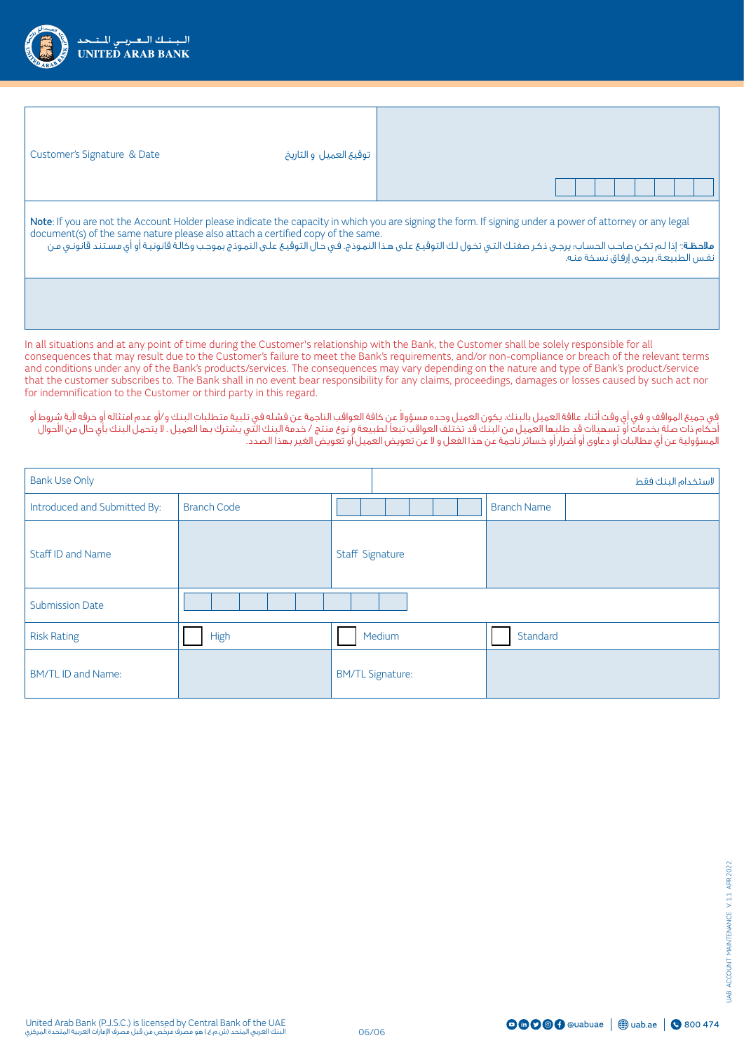| | | |
|---|---|---|
| Customer's Signature & Date | توقيع العميل و التاريخ | |

**Note**: If you are not the Account Holder please indicate the capacity in which you are signing the form. If signing under a power of attorney or any legal document(s) of the same nature please also attach a certified copy of the same.

**ملاحظة**: إذا لم تكن صاحب الحساب؛ يرجى ذكر صفتك التي تخول لك التوقيع على هذا النموذج. في حال التوقيع على النموذج بموجب وكالة قانونية أو أي مستند قانوني من نفس الطبيعة، يرجى إرفاق نسخة منه.

In all situations and at any point of time during the Customer's relationship with the Bank, the Customer shall be solely responsible for all consequences that may result due to the Customer's failure to meet the Bank's requirements, and/or non-compliance or breach of the relevant terms and conditions under any of the Bank's products/services. The consequences may vary depending on the nature and type of Bank's product/service that the customer subscribes to. The Bank shall in no event bear responsibility for any claims, proceedings, damages or losses caused by such act nor for indemnification to the Customer or third party in this regard.

في جميع المواقف و في أي وقت أثناء علاقة العميل بالبنك، يكون العميل وحده مسؤولاً عن كافة العواقب الناجمة عن فشله في تلبية متطلبات البنك و/أو عدم امتثاله أو خرقه لأية شروط أو أحكام ذات صلة بخدمات أو تسهيلات قد طلبها العميل من البنك قد تختلف العواقب تبعاً لطبيعة و نوع منتج / خدمة البنك التي يشترك بها العميل . لا يتحمل البنك بأي حال من الأحوال المسؤولية عن أي مطالبات أو دعاوى أو أضرار أو خسائر ناجمة عن هذا الفعل و لا عن تعويض العميل أو تعويض الغير بهذا الصدد.

| Bank Use Only | | | لاستخدام البنك فقط | |
|---|---|---|---|---|
| Introduced and Submitted By: | Branch Code | | Branch Name | |
| Staff ID and Name | | Staff Signature | | |
| Submission Date | | | | |
| Risk Rating | ☐ High | ☐ Medium | ☐ Standard | |
| BM/TL ID and Name: | | BM/TL Signature: | | |

UAB ACCOUNT MAINTENANCE V.1.1 APR 2022

United Arab Bank (P.J.S.C.) is licensed by Central Bank of the UAE
البنك العربي المتحد (ش.م.ع) هو مصرف مرخص من قبل مصرف الإمارات العربية المتحدة المركزي

@uabuae | uab.ae | 800 474